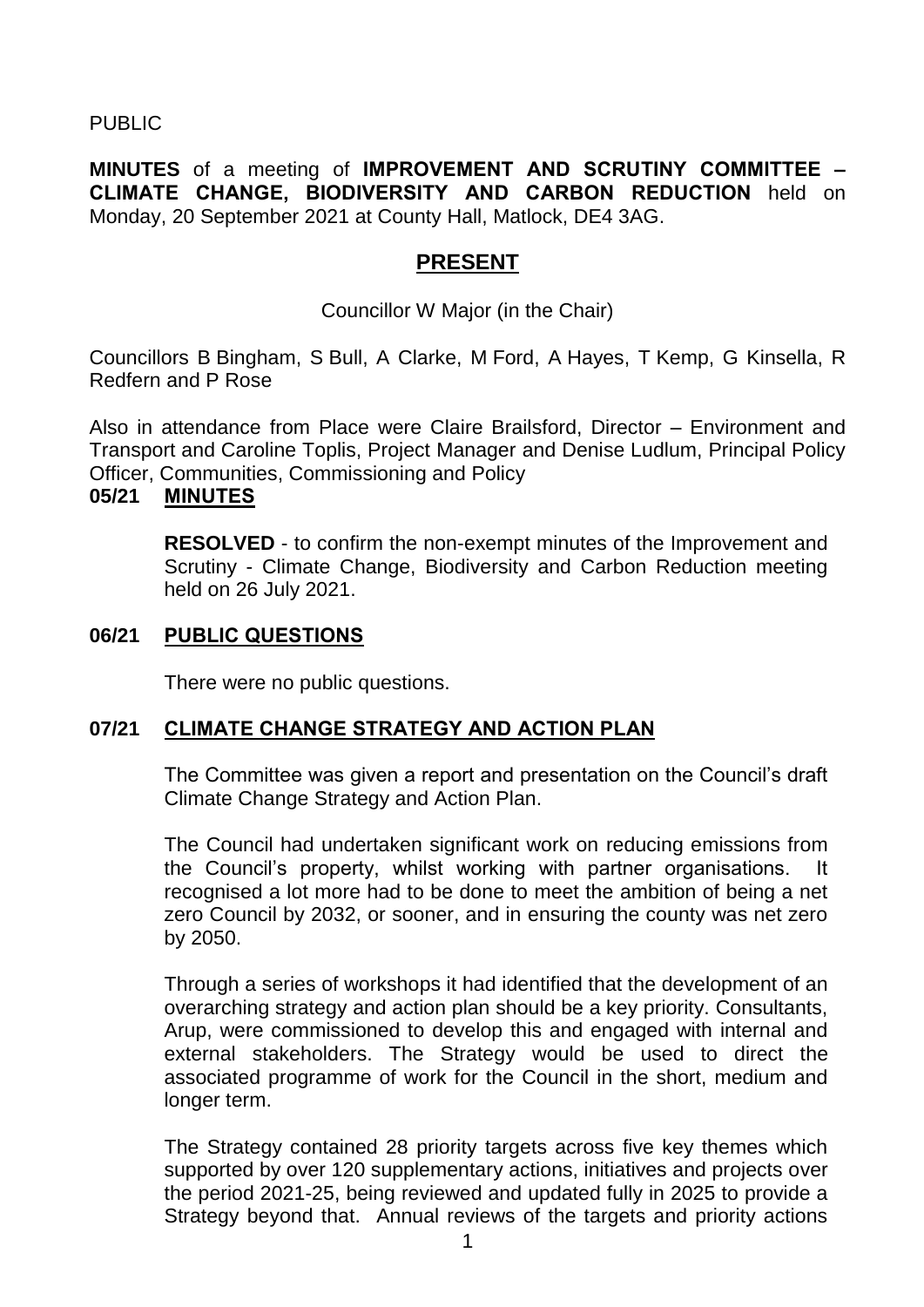PUBLIC

**MINUTES** of a meeting of **IMPROVEMENT AND SCRUTINY COMMITTEE – CLIMATE CHANGE, BIODIVERSITY AND CARBON REDUCTION** held on Monday, 20 September 2021 at County Hall, Matlock, DE4 3AG.

## PRESENT

Councillor W Major (in the Chair)

Councillors B Bingham, S Bull, A Clarke, M Ford, A Hayes, T Kemp, G Kinsella, R Redfern and P Rose

Also in attendance from Place were Claire Brailsford, Director – Environment and Transport and Caroline Toplis, Project Manager and Denise Ludlum, Principal Policy Officer, Communities, Commissioning and Policy

### 05/21 MINUTES

**RESOLVED** - to confirm the non-exempt minutes of the Improvement and Scrutiny - Climate Change, Biodiversity and Carbon Reduction meeting held on 26 July 2021.

### 06/21 PUBLIC QUESTIONS

There were no public questions.

### 07/21 CLIMATE CHANGE STRATEGY AND ACTION PLAN

The Committee was given a report and presentation on the Council's draft Climate Change Strategy and Action Plan.

The Council had undertaken significant work on reducing emissions from the Council's property, whilst working with partner organisations. It recognised a lot more had to be done to meet the ambition of being a net zero Council by 2032, or sooner, and in ensuring the county was net zero by 2050.

Through a series of workshops it had identified that the development of an overarching strategy and action plan should be a key priority. Consultants, Arup, were commissioned to develop this and engaged with internal and external stakeholders. The Strategy would be used to direct the associated programme of work for the Council in the short, medium and longer term.

The Strategy contained 28 priority targets across five key themes which supported by over 120 supplementary actions, initiatives and projects over the period 2021-25, being reviewed and updated fully in 2025 to provide a Strategy beyond that. Annual reviews of the targets and priority actions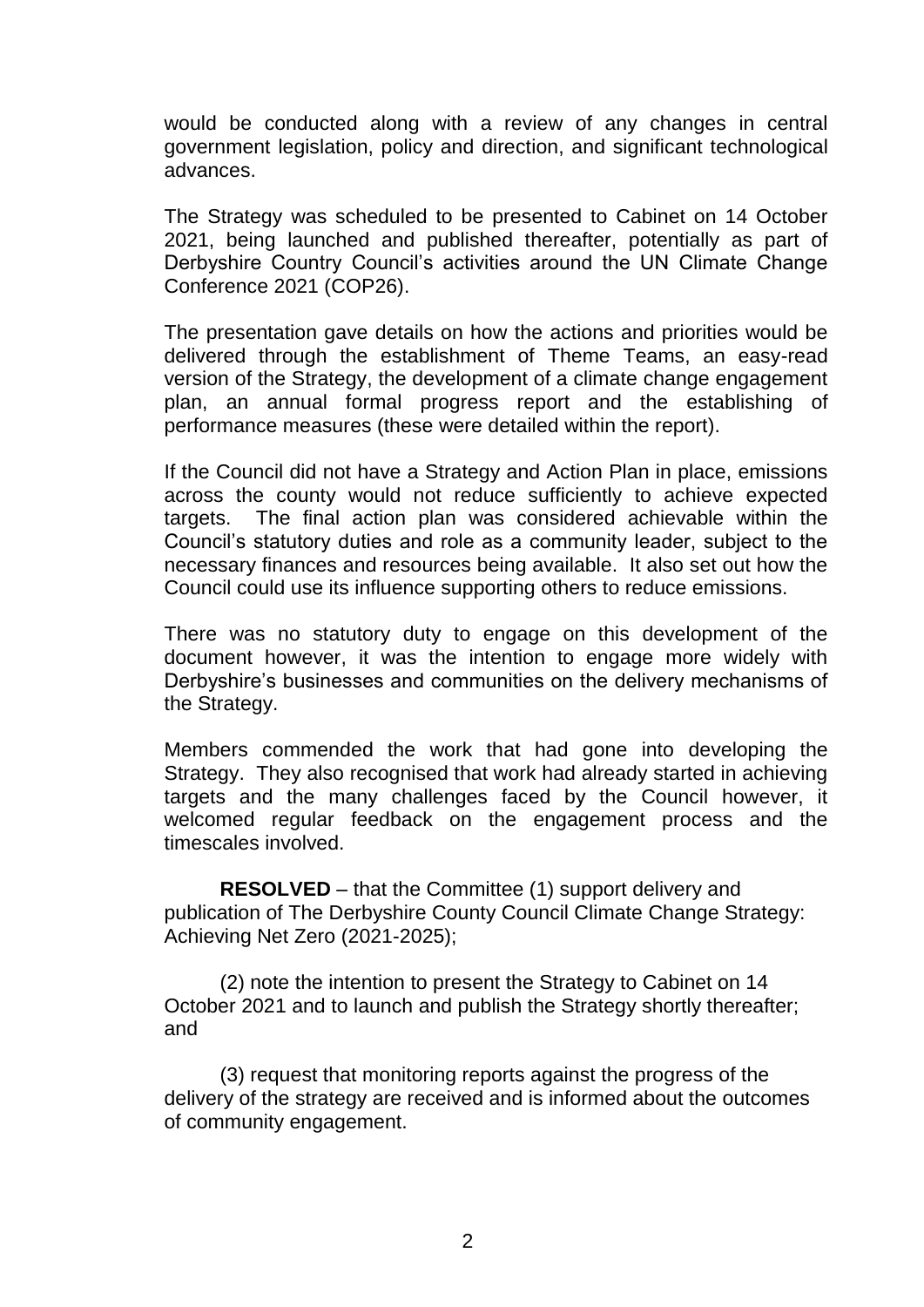would be conducted along with a review of any changes in central government legislation, policy and direction, and significant technological advances.

The Strategy was scheduled to be presented to Cabinet on 14 October 2021, being launched and published thereafter, potentially as part of Derbyshire Country Council's activities around the UN Climate Change Conference 2021 (COP26).

The presentation gave details on how the actions and priorities would be delivered through the establishment of Theme Teams, an easy-read version of the Strategy, the development of a climate change engagement plan, an annual formal progress report and the establishing of performance measures (these were detailed within the report).

If the Council did not have a Strategy and Action Plan in place, emissions across the county would not reduce sufficiently to achieve expected targets. The final action plan was considered achievable within the Council's statutory duties and role as a community leader, subject to the necessary finances and resources being available. It also set out how the Council could use its influence supporting others to reduce emissions.

There was no statutory duty to engage on this development of the document however, it was the intention to engage more widely with Derbyshire's businesses and communities on the delivery mechanisms of the Strategy.

Members commended the work that had gone into developing the Strategy. They also recognised that work had already started in achieving targets and the many challenges faced by the Council however, it welcomed regular feedback on the engagement process and the timescales involved.

**RESOLVED** – that the Committee (1) support delivery and publication of The Derbyshire County Council Climate Change Strategy: Achieving Net Zero (2021-2025);

(2) note the intention to present the Strategy to Cabinet on 14 October 2021 and to launch and publish the Strategy shortly thereafter; and

(3) request that monitoring reports against the progress of the delivery of the strategy are received and is informed about the outcomes of community engagement.